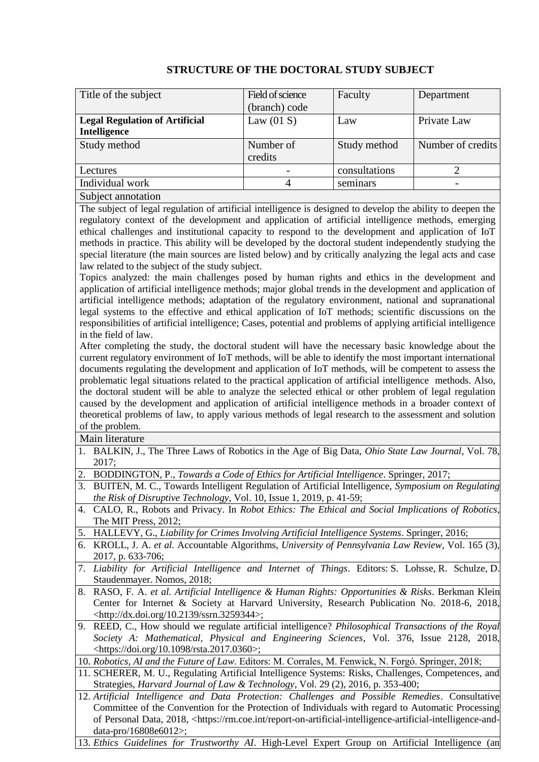## STRUCTURE OF THE DOCTORAL STUDY SUBJECT

| Title of the subject | Field of science (branch) code | Faculty | Department |
|---|---|---|---|
| **Legal Regulation of Artificial Intelligence** | Law (01 S) | Law | Private Law |
| Study method | Number of credits | Study method | Number of credits |
| Lectures | - | consultations | 2 |
| Individual work | 4 | seminars | - |

Subject annotation

The subject of legal regulation of artificial intelligence is designed to develop the ability to deepen the regulatory context of the development and application of artificial intelligence methods, emerging ethical challenges and institutional capacity to respond to the development and application of IoT methods in practice. This ability will be developed by the doctoral student independently studying the special literature (the main sources are listed below) and by critically analyzing the legal acts and case law related to the subject of the study subject.

Topics analyzed: the main challenges posed by human rights and ethics in the development and application of artificial intelligence methods; major global trends in the development and application of artificial intelligence methods; adaptation of the regulatory environment, national and supranational legal systems to the effective and ethical application of IoT methods; scientific discussions on the responsibilities of artificial intelligence; Cases, potential and problems of applying artificial intelligence in the field of law.

After completing the study, the doctoral student will have the necessary basic knowledge about the current regulatory environment of IoT methods, will be able to identify the most important international documents regulating the development and application of IoT methods, will be competent to assess the problematic legal situations related to the practical application of artificial intelligence methods. Also, the doctoral student will be able to analyze the selected ethical or other problem of legal regulation caused by the development and application of artificial intelligence methods in a broader context of theoretical problems of law, to apply various methods of legal research to the assessment and solution of the problem.

Main literature

1. BALKIN, J., The Three Laws of Robotics in the Age of Big Data, *Ohio State Law Journal*, Vol. 78, 2017;
2. BODDINGTON, P., *Towards a Code of Ethics for Artificial Intelligence*. Springer, 2017;
3. BUITEN, M. C., Towards Intelligent Regulation of Artificial Intelligence, *Symposium on Regulating the Risk of Disruptive Technology*, Vol. 10, Issue 1, 2019, p. 41-59;
4. CALO, R., Robots and Privacy. In *Robot Ethics: The Ethical and Social Implications of Robotics*, The MIT Press, 2012;
5. HALLEVY, G., *Liability for Crimes Involving Artificial Intelligence Systems*. Springer, 2016;
6. KROLL, J. A. *et al.* Accountable Algorithms, *University of Pennsylvania Law Review*, Vol. 165 (3), 2017, p. 633-706;
7. *Liability for Artificial Intelligence and Internet of Things*. Editors: S. Lohsse, R. Schulze, D. Staudenmayer. Nomos, 2018;
8. RASO, F. A. *et al. Artificial Intelligence & Human Rights: Opportunities & Risks*. Berkman Klein Center for Internet & Society at Harvard University, Research Publication No. 2018-6, 2018, <http://dx.doi.org/10.2139/ssrn.3259344>;
9. REED, C., How should we regulate artificial intelligence? *Philosophical Transactions of the Royal Society A: Mathematical, Physical and Engineering Sciences*, Vol. 376, Issue 2128, 2018, <https://doi.org/10.1098/rsta.2017.0360>;
10. *Robotics, AI and the Future of Law*. Editors: M. Corrales, M. Fenwick, N. Forgó. Springer, 2018;
11. SCHERER, M. U., Regulating Artificial Intelligence Systems: Risks, Challenges, Competences, and Strategies, *Harvard Journal of Law & Technology*, Vol. 29 (2), 2016, p. 353-400;
12. *Artificial Intelligence and Data Protection: Challenges and Possible Remedies*. Consultative Committee of the Convention for the Protection of Individuals with regard to Automatic Processing of Personal Data, 2018, <https://rm.coe.int/report-on-artificial-intelligence-artificial-intelligence-and-data-pro/16808e6012>;
13. *Ethics Guidelines for Trustworthy AI*. High-Level Expert Group on Artificial Intelligence (an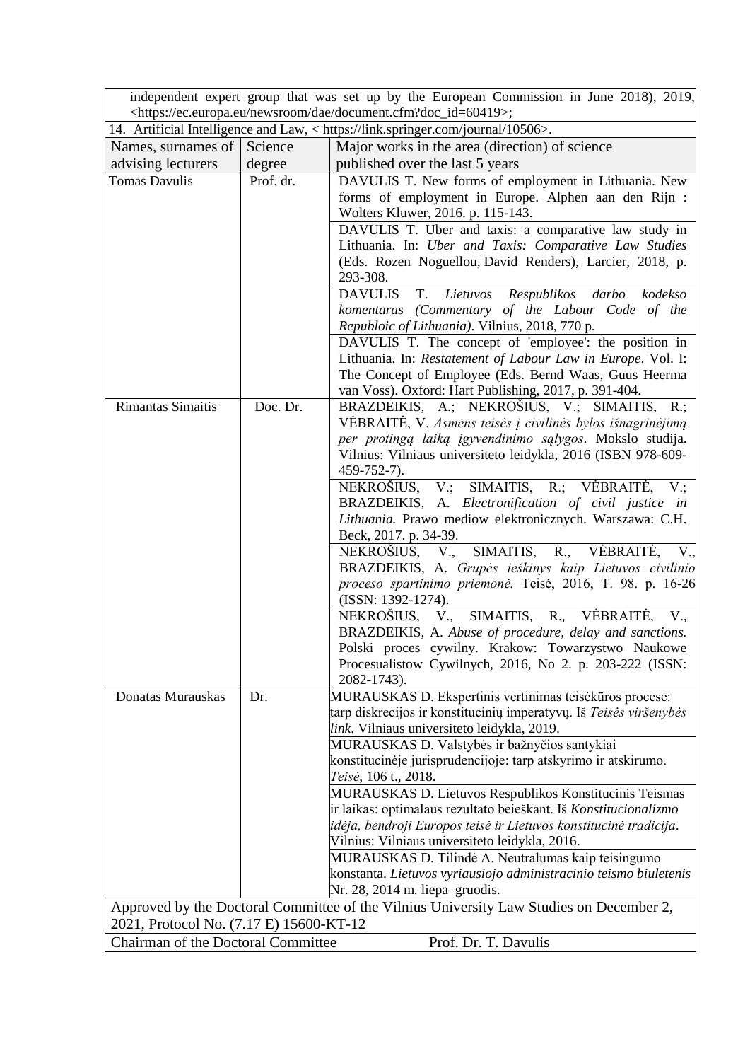independent expert group that was set up by the European Commission in June 2018), 2019, <https://ec.europa.eu/newsroom/dae/document.cfm?doc_id=60419>;

14. Artificial Intelligence and Law, < https://link.springer.com/journal/10506>.

| Names, surnames of advising lecturers | Science degree | Major works in the area (direction) of science published over the last 5 years |
|---|---|---|
| Tomas Davulis | Prof. dr. | DAVULIS T. New forms of employment in Lithuania. New forms of employment in Europe. Alphen aan den Rijn : Wolters Kluwer, 2016. p. 115-143. |
| | | DAVULIS T. Uber and taxis: a comparative law study in Lithuania. In: *Uber and Taxis: Comparative Law Studies* (Eds. Rozen Noguellou, David Renders), Larcier, 2018, p. 293-308. |
| | | DAVULIS T. *Lietuvos Respublikos darbo kodekso komentaras (Commentary of the Labour Code of the Republoic of Lithuania)*. Vilnius, 2018, 770 p. |
| | | DAVULIS T. The concept of 'employee': the position in Lithuania. In: *Restatement of Labour Law in Europe*. Vol. I: The Concept of Employee (Eds. Bernd Waas, Guus Heerma van Voss). Oxford: Hart Publishing, 2017, p. 391-404. |
| Rimantas Simaitis | Doc. Dr. | BRAZDEIKIS, A.; NEKROŠIUS, V.; SIMAITIS, R.; VĖBRAITĖ, V. *Asmens teisės į civilinės bylos išnagrinėjimą per protingą laiką įgyvendinimo sąlygos*. Mokslo studija. Vilnius: Vilniaus universiteto leidykla, 2016 (ISBN 978-609-459-752-7). |
| | | NEKROŠIUS, V.; SIMAITIS, R.; VĖBRAITĖ, V.; BRAZDEIKIS, A. *Electronification of civil justice in Lithuania.* Prawo mediow elektronicznych. Warszawa: C.H. Beck, 2017. p. 34-39. |
| | | NEKROŠIUS, V., SIMAITIS, R., VĖBRAITĖ, V., BRAZDEIKIS, A. *Grupės ieškinys kaip Lietuvos civilinio proceso spartinimo priemonė.* Teisė, 2016, T. 98. p. 16-26 (ISSN: 1392-1274). |
| | | NEKROŠIUS, V., SIMAITIS, R., VĖBRAITĖ, V., BRAZDEIKIS, A. *Abuse of procedure, delay and sanctions.* Polski proces cywilny. Krakow: Towarzystwo Naukowe Procesualistow Cywilnych, 2016, No 2. p. 203-222 (ISSN: 2082-1743). |
| Donatas Murauskas | Dr. | MURAUSKAS D. Ekspertinis vertinimas teisėkūros procese: tarp diskrecijos ir konstitucinių imperatyvų. Iš *Teisės viršenybės link*. Vilniaus universiteto leidykla, 2019. |
| | | MURAUSKAS D. Valstybės ir bažnyčios santykiai konstitucinėje jurisprudencijoje: tarp atskyrimo ir atskirumo. *Teisė*, 106 t., 2018. |
| | | MURAUSKAS D. Lietuvos Respublikos Konstitucinis Teismas ir laikas: optimalaus rezultato beieškant. Iš *Konstitucionalizmo idėja, bendroji Europos teisė ir Lietuvos konstitucinė tradicija*. Vilnius: Vilniaus universiteto leidykla, 2016. |
| | | MURAUSKAS D. Tilindė A. Neutralumas kaip teisingumo konstanta. *Lietuvos vyriausiojo administracinio teismo biuletenis* Nr. 28, 2014 m. liepa–gruodis. |

Approved by the Doctoral Committee of the Vilnius University Law Studies on December 2, 2021, Protocol No. (7.17 E) 15600-KT-12

Chairman of the Doctoral Committee Prof. Dr. T. Davulis